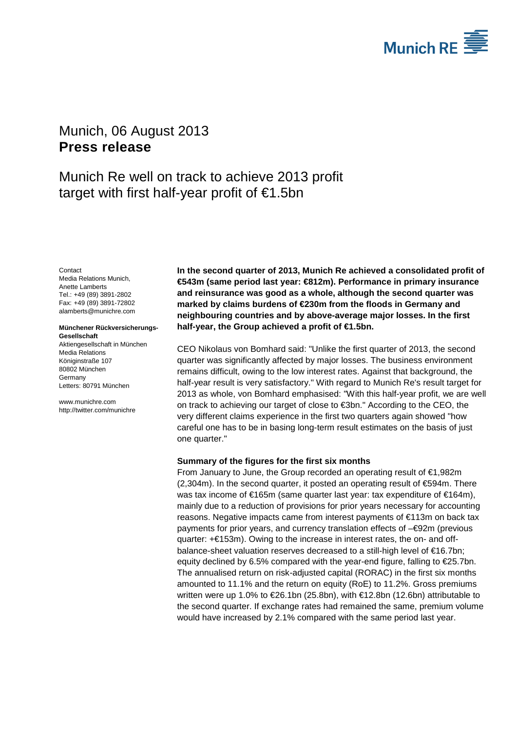Munich, 06 August 2013
**Press release**

# Munich Re well on track to achieve 2013 profit target with first half-year profit of €1.5bn

Contact
Media Relations Munich,
Anette Lamberts
Tel.: +49 (89) 3891-2802
Fax: +49 (89) 3891-72802
alamberts@munichre.com

**Münchener Rückversicherungs-Gesellschaft**
Aktiengesellschaft in München
Media Relations
Königinstraße 107
80802 München
Germany
Letters: 80791 München

www.munichre.com
http://twitter.com/munichre

**In the second quarter of 2013, Munich Re achieved a consolidated profit of €543m (same period last year: €812m). Performance in primary insurance and reinsurance was good as a whole, although the second quarter was marked by claims burdens of €230m from the floods in Germany and neighbouring countries and by above-average major losses. In the first half-year, the Group achieved a profit of €1.5bn.**

CEO Nikolaus von Bomhard said: "Unlike the first quarter of 2013, the second quarter was significantly affected by major losses. The business environment remains difficult, owing to the low interest rates. Against that background, the half-year result is very satisfactory." With regard to Munich Re's result target for 2013 as whole, von Bomhard emphasised: "With this half-year profit, we are well on track to achieving our target of close to €3bn." According to the CEO, the very different claims experience in the first two quarters again showed "how careful one has to be in basing long-term result estimates on the basis of just one quarter."

### Summary of the figures for the first six months

From January to June, the Group recorded an operating result of €1,982m (2,304m). In the second quarter, it posted an operating result of €594m. There was tax income of €165m (same quarter last year: tax expenditure of €164m), mainly due to a reduction of provisions for prior years necessary for accounting reasons. Negative impacts came from interest payments of €113m on back tax payments for prior years, and currency translation effects of –€92m (previous quarter: +€153m). Owing to the increase in interest rates, the on- and off-balance-sheet valuation reserves decreased to a still-high level of €16.7bn; equity declined by 6.5% compared with the year-end figure, falling to €25.7bn. The annualised return on risk-adjusted capital (RORAC) in the first six months amounted to 11.1% and the return on equity (RoE) to 11.2%. Gross premiums written were up 1.0% to €26.1bn (25.8bn), with €12.8bn (12.6bn) attributable to the second quarter. If exchange rates had remained the same, premium volume would have increased by 2.1% compared with the same period last year.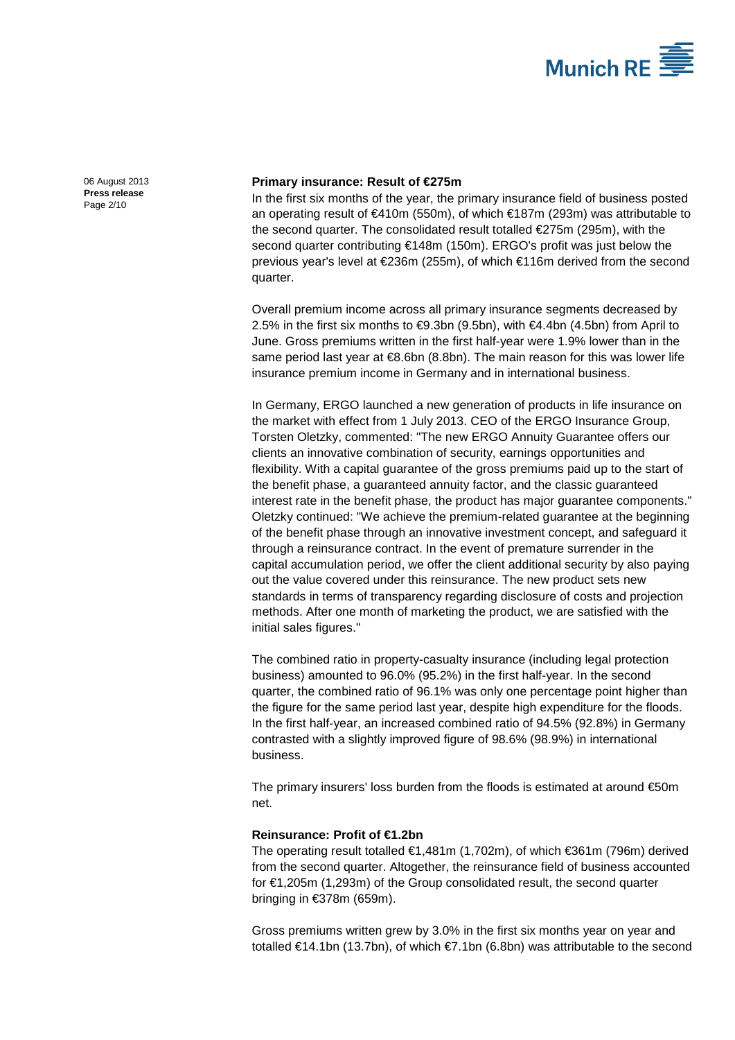**Primary insurance: Result of €275m**

In the first six months of the year, the primary insurance field of business posted an operating result of €410m (550m), of which €187m (293m) was attributable to the second quarter. The consolidated result totalled €275m (295m), with the second quarter contributing €148m (150m). ERGO's profit was just below the previous year's level at €236m (255m), of which €116m derived from the second quarter.

Overall premium income across all primary insurance segments decreased by 2.5% in the first six months to €9.3bn (9.5bn), with €4.4bn (4.5bn) from April to June. Gross premiums written in the first half-year were 1.9% lower than in the same period last year at €8.6bn (8.8bn). The main reason for this was lower life insurance premium income in Germany and in international business.

In Germany, ERGO launched a new generation of products in life insurance on the market with effect from 1 July 2013. CEO of the ERGO Insurance Group, Torsten Oletzky, commented: "The new ERGO Annuity Guarantee offers our clients an innovative combination of security, earnings opportunities and flexibility. With a capital guarantee of the gross premiums paid up to the start of the benefit phase, a guaranteed annuity factor, and the classic guaranteed interest rate in the benefit phase, the product has major guarantee components." Oletzky continued: "We achieve the premium-related guarantee at the beginning of the benefit phase through an innovative investment concept, and safeguard it through a reinsurance contract. In the event of premature surrender in the capital accumulation period, we offer the client additional security by also paying out the value covered under this reinsurance. The new product sets new standards in terms of transparency regarding disclosure of costs and projection methods. After one month of marketing the product, we are satisfied with the initial sales figures."

The combined ratio in property-casualty insurance (including legal protection business) amounted to 96.0% (95.2%) in the first half-year. In the second quarter, the combined ratio of 96.1% was only one percentage point higher than the figure for the same period last year, despite high expenditure for the floods. In the first half-year, an increased combined ratio of 94.5% (92.8%) in Germany contrasted with a slightly improved figure of 98.6% (98.9%) in international business.

The primary insurers' loss burden from the floods is estimated at around €50m net.

**Reinsurance: Profit of €1.2bn**

The operating result totalled €1,481m (1,702m), of which €361m (796m) derived from the second quarter. Altogether, the reinsurance field of business accounted for €1,205m (1,293m) of the Group consolidated result, the second quarter bringing in €378m (659m).

Gross premiums written grew by 3.0% in the first six months year on year and totalled €14.1bn (13.7bn), of which €7.1bn (6.8bn) was attributable to the second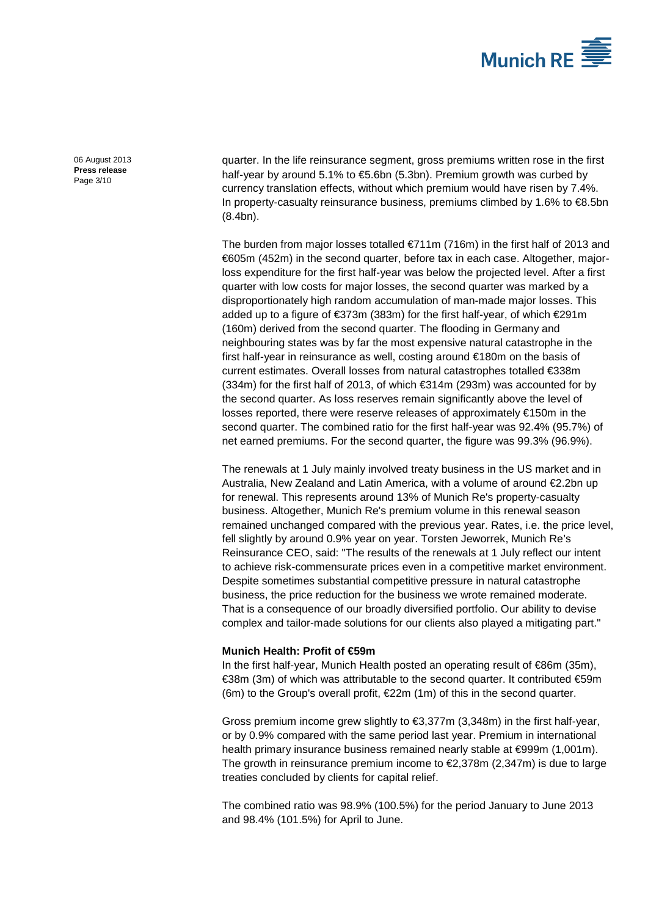quarter. In the life reinsurance segment, gross premiums written rose in the first half-year by around 5.1% to €5.6bn (5.3bn). Premium growth was curbed by currency translation effects, without which premium would have risen by 7.4%. In property-casualty reinsurance business, premiums climbed by 1.6% to €8.5bn (8.4bn).

The burden from major losses totalled €711m (716m) in the first half of 2013 and €605m (452m) in the second quarter, before tax in each case. Altogether, major-loss expenditure for the first half-year was below the projected level. After a first quarter with low costs for major losses, the second quarter was marked by a disproportionately high random accumulation of man-made major losses. This added up to a figure of €373m (383m) for the first half-year, of which €291m (160m) derived from the second quarter. The flooding in Germany and neighbouring states was by far the most expensive natural catastrophe in the first half-year in reinsurance as well, costing around €180m on the basis of current estimates. Overall losses from natural catastrophes totalled €338m (334m) for the first half of 2013, of which €314m (293m) was accounted for by the second quarter. As loss reserves remain significantly above the level of losses reported, there were reserve releases of approximately €150m in the second quarter. The combined ratio for the first half-year was 92.4% (95.7%) of net earned premiums. For the second quarter, the figure was 99.3% (96.9%).

The renewals at 1 July mainly involved treaty business in the US market and in Australia, New Zealand and Latin America, with a volume of around €2.2bn up for renewal. This represents around 13% of Munich Re's property-casualty business. Altogether, Munich Re's premium volume in this renewal season remained unchanged compared with the previous year. Rates, i.e. the price level, fell slightly by around 0.9% year on year. Torsten Jeworrek, Munich Re's Reinsurance CEO, said: "The results of the renewals at 1 July reflect our intent to achieve risk-commensurate prices even in a competitive market environment. Despite sometimes substantial competitive pressure in natural catastrophe business, the price reduction for the business we wrote remained moderate. That is a consequence of our broadly diversified portfolio. Our ability to devise complex and tailor-made solutions for our clients also played a mitigating part."

**Munich Health: Profit of €59m**

In the first half-year, Munich Health posted an operating result of €86m (35m), €38m (3m) of which was attributable to the second quarter. It contributed €59m (6m) to the Group's overall profit, €22m (1m) of this in the second quarter.

Gross premium income grew slightly to €3,377m (3,348m) in the first half-year, or by 0.9% compared with the same period last year. Premium in international health primary insurance business remained nearly stable at €999m (1,001m). The growth in reinsurance premium income to €2,378m (2,347m) is due to large treaties concluded by clients for capital relief.

The combined ratio was 98.9% (100.5%) for the period January to June 2013 and 98.4% (101.5%) for April to June.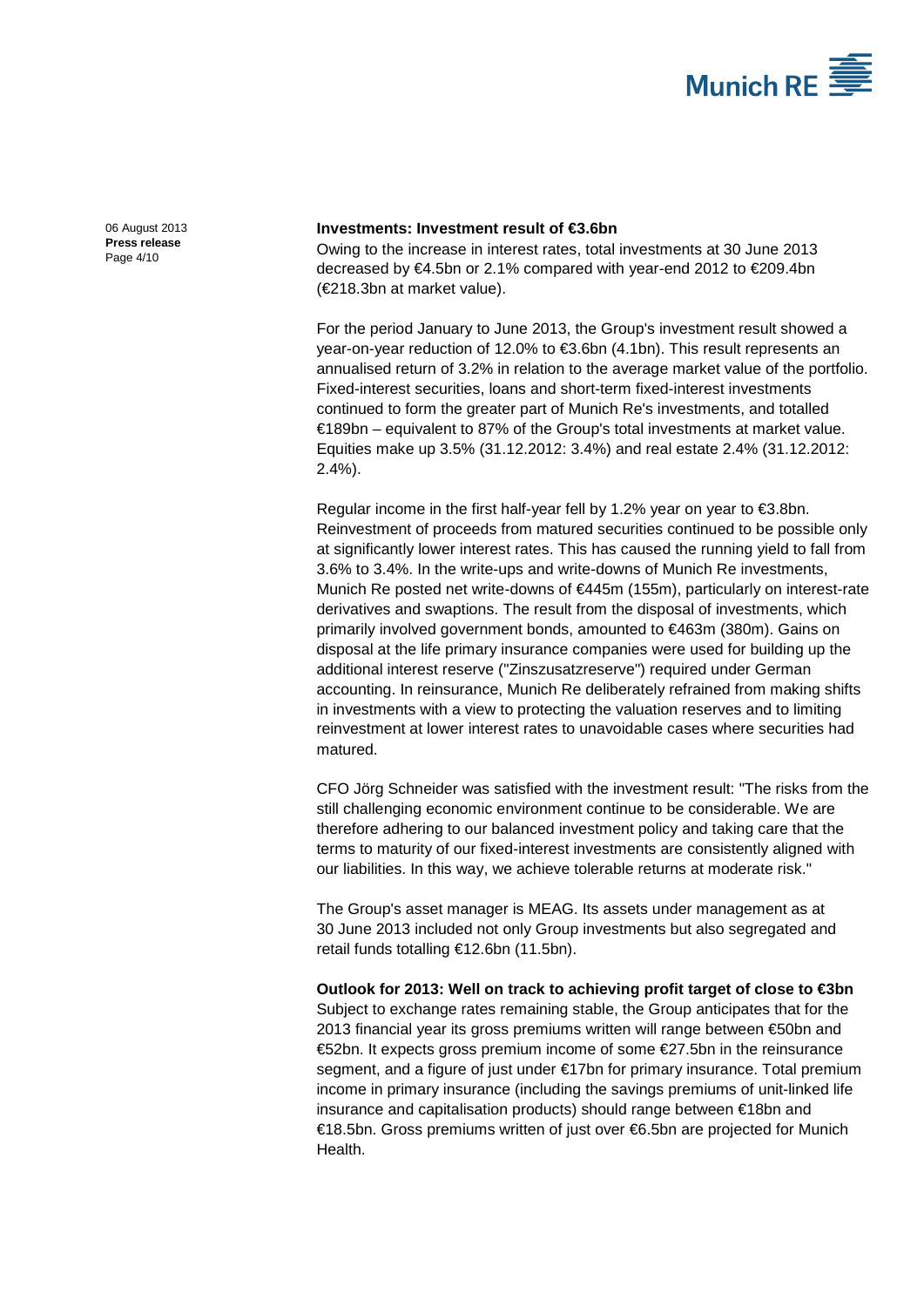**Investments: Investment result of €3.6bn**

Owing to the increase in interest rates, total investments at 30 June 2013 decreased by €4.5bn or 2.1% compared with year-end 2012 to €209.4bn (€218.3bn at market value).

For the period January to June 2013, the Group's investment result showed a year-on-year reduction of 12.0% to €3.6bn (4.1bn). This result represents an annualised return of 3.2% in relation to the average market value of the portfolio. Fixed-interest securities, loans and short-term fixed-interest investments continued to form the greater part of Munich Re's investments, and totalled €189bn – equivalent to 87% of the Group's total investments at market value. Equities make up 3.5% (31.12.2012: 3.4%) and real estate 2.4% (31.12.2012: 2.4%).

Regular income in the first half-year fell by 1.2% year on year to €3.8bn. Reinvestment of proceeds from matured securities continued to be possible only at significantly lower interest rates. This has caused the running yield to fall from 3.6% to 3.4%. In the write-ups and write-downs of Munich Re investments, Munich Re posted net write-downs of €445m (155m), particularly on interest-rate derivatives and swaptions. The result from the disposal of investments, which primarily involved government bonds, amounted to €463m (380m). Gains on disposal at the life primary insurance companies were used for building up the additional interest reserve ("Zinszusatzreserve") required under German accounting. In reinsurance, Munich Re deliberately refrained from making shifts in investments with a view to protecting the valuation reserves and to limiting reinvestment at lower interest rates to unavoidable cases where securities had matured.

CFO Jörg Schneider was satisfied with the investment result: "The risks from the still challenging economic environment continue to be considerable. We are therefore adhering to our balanced investment policy and taking care that the terms to maturity of our fixed-interest investments are consistently aligned with our liabilities. In this way, we achieve tolerable returns at moderate risk."

The Group's asset manager is MEAG. Its assets under management as at 30 June 2013 included not only Group investments but also segregated and retail funds totalling €12.6bn (11.5bn).

**Outlook for 2013: Well on track to achieving profit target of close to €3bn**

Subject to exchange rates remaining stable, the Group anticipates that for the 2013 financial year its gross premiums written will range between €50bn and €52bn. It expects gross premium income of some €27.5bn in the reinsurance segment, and a figure of just under €17bn for primary insurance. Total premium income in primary insurance (including the savings premiums of unit-linked life insurance and capitalisation products) should range between €18bn and €18.5bn. Gross premiums written of just over €6.5bn are projected for Munich Health.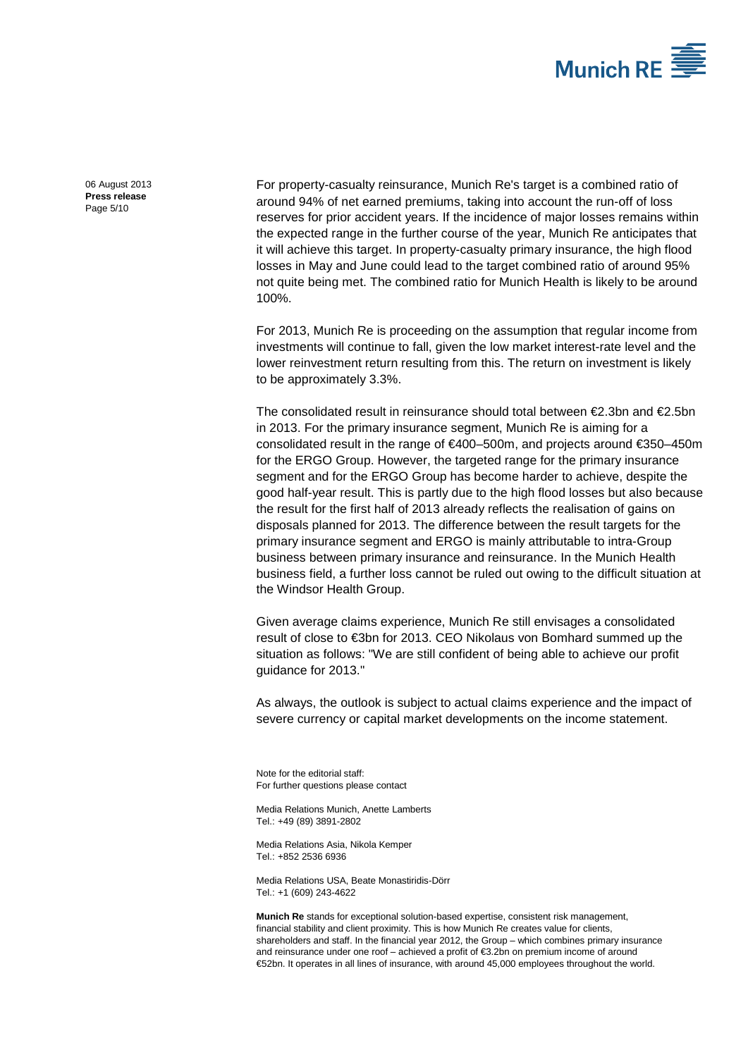For property-casualty reinsurance, Munich Re's target is a combined ratio of around 94% of net earned premiums, taking into account the run-off of loss reserves for prior accident years. If the incidence of major losses remains within the expected range in the further course of the year, Munich Re anticipates that it will achieve this target. In property-casualty primary insurance, the high flood losses in May and June could lead to the target combined ratio of around 95% not quite being met. The combined ratio for Munich Health is likely to be around 100%.

For 2013, Munich Re is proceeding on the assumption that regular income from investments will continue to fall, given the low market interest-rate level and the lower reinvestment return resulting from this. The return on investment is likely to be approximately 3.3%.

The consolidated result in reinsurance should total between €2.3bn and €2.5bn in 2013. For the primary insurance segment, Munich Re is aiming for a consolidated result in the range of €400–500m, and projects around €350–450m for the ERGO Group. However, the targeted range for the primary insurance segment and for the ERGO Group has become harder to achieve, despite the good half-year result. This is partly due to the high flood losses but also because the result for the first half of 2013 already reflects the realisation of gains on disposals planned for 2013. The difference between the result targets for the primary insurance segment and ERGO is mainly attributable to intra-Group business between primary insurance and reinsurance. In the Munich Health business field, a further loss cannot be ruled out owing to the difficult situation at the Windsor Health Group.

Given average claims experience, Munich Re still envisages a consolidated result of close to €3bn for 2013. CEO Nikolaus von Bomhard summed up the situation as follows: "We are still confident of being able to achieve our profit guidance for 2013."

As always, the outlook is subject to actual claims experience and the impact of severe currency or capital market developments on the income statement.

Note for the editorial staff:
For further questions please contact

Media Relations Munich, Anette Lamberts
Tel.: +49 (89) 3891-2802

Media Relations Asia, Nikola Kemper
Tel.: +852 2536 6936

Media Relations USA, Beate Monastiridis-Dörr
Tel.: +1 (609) 243-4622

**Munich Re** stands for exceptional solution-based expertise, consistent risk management, financial stability and client proximity. This is how Munich Re creates value for clients, shareholders and staff. In the financial year 2012, the Group – which combines primary insurance and reinsurance under one roof – achieved a profit of €3.2bn on premium income of around €52bn. It operates in all lines of insurance, with around 45,000 employees throughout the world.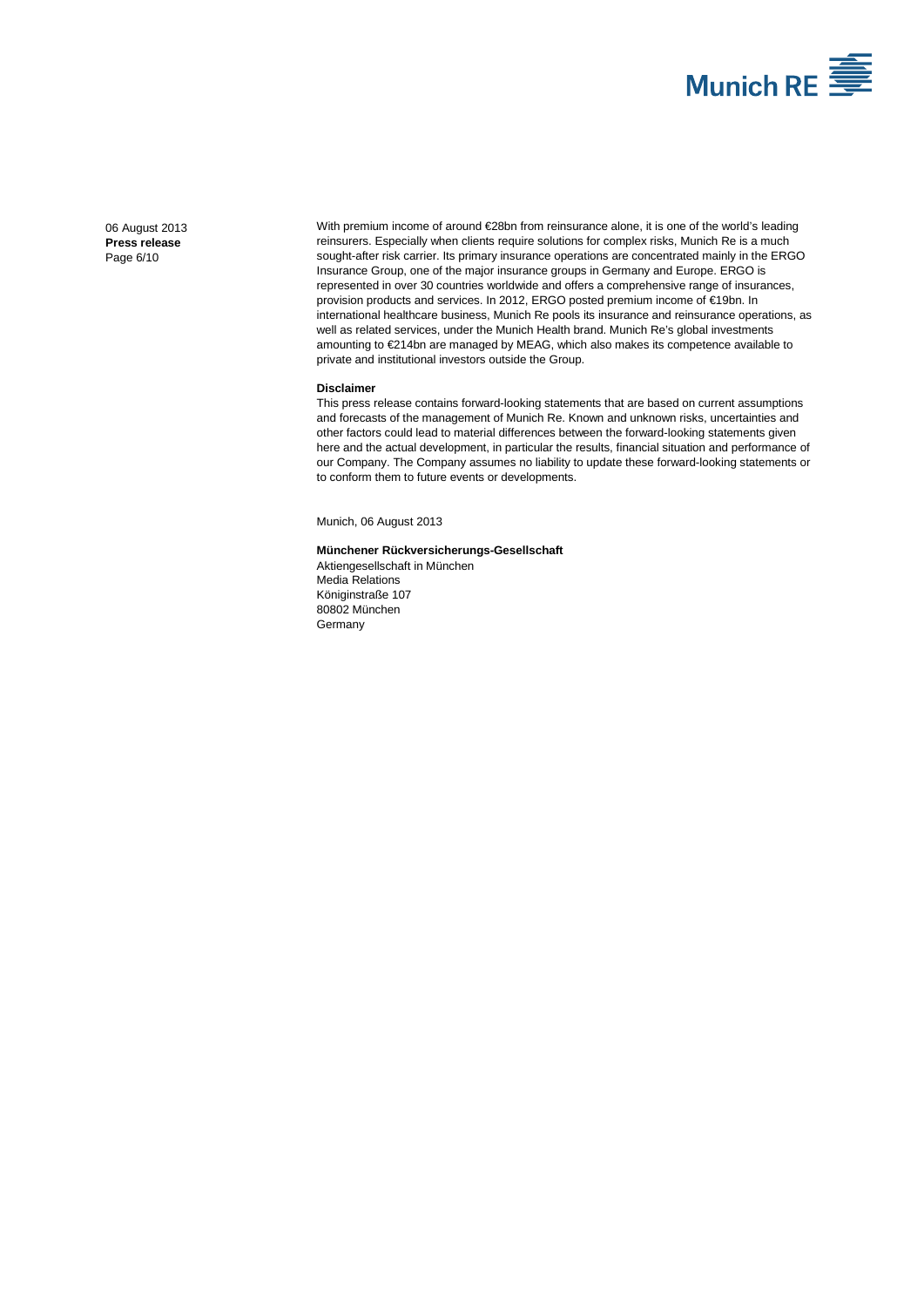With premium income of around €28bn from reinsurance alone, it is one of the world's leading reinsurers. Especially when clients require solutions for complex risks, Munich Re is a much sought-after risk carrier. Its primary insurance operations are concentrated mainly in the ERGO Insurance Group, one of the major insurance groups in Germany and Europe. ERGO is represented in over 30 countries worldwide and offers a comprehensive range of insurances, provision products and services. In 2012, ERGO posted premium income of €19bn. In international healthcare business, Munich Re pools its insurance and reinsurance operations, as well as related services, under the Munich Health brand. Munich Re's global investments amounting to €214bn are managed by MEAG, which also makes its competence available to private and institutional investors outside the Group.

**Disclaimer**

This press release contains forward-looking statements that are based on current assumptions and forecasts of the management of Munich Re. Known and unknown risks, uncertainties and other factors could lead to material differences between the forward-looking statements given here and the actual development, in particular the results, financial situation and performance of our Company. The Company assumes no liability to update these forward-looking statements or to conform them to future events or developments.

Munich, 06 August 2013

**Münchener Rückversicherungs-Gesellschaft**
Aktiengesellschaft in München
Media Relations
Königinstraße 107
80802 München
Germany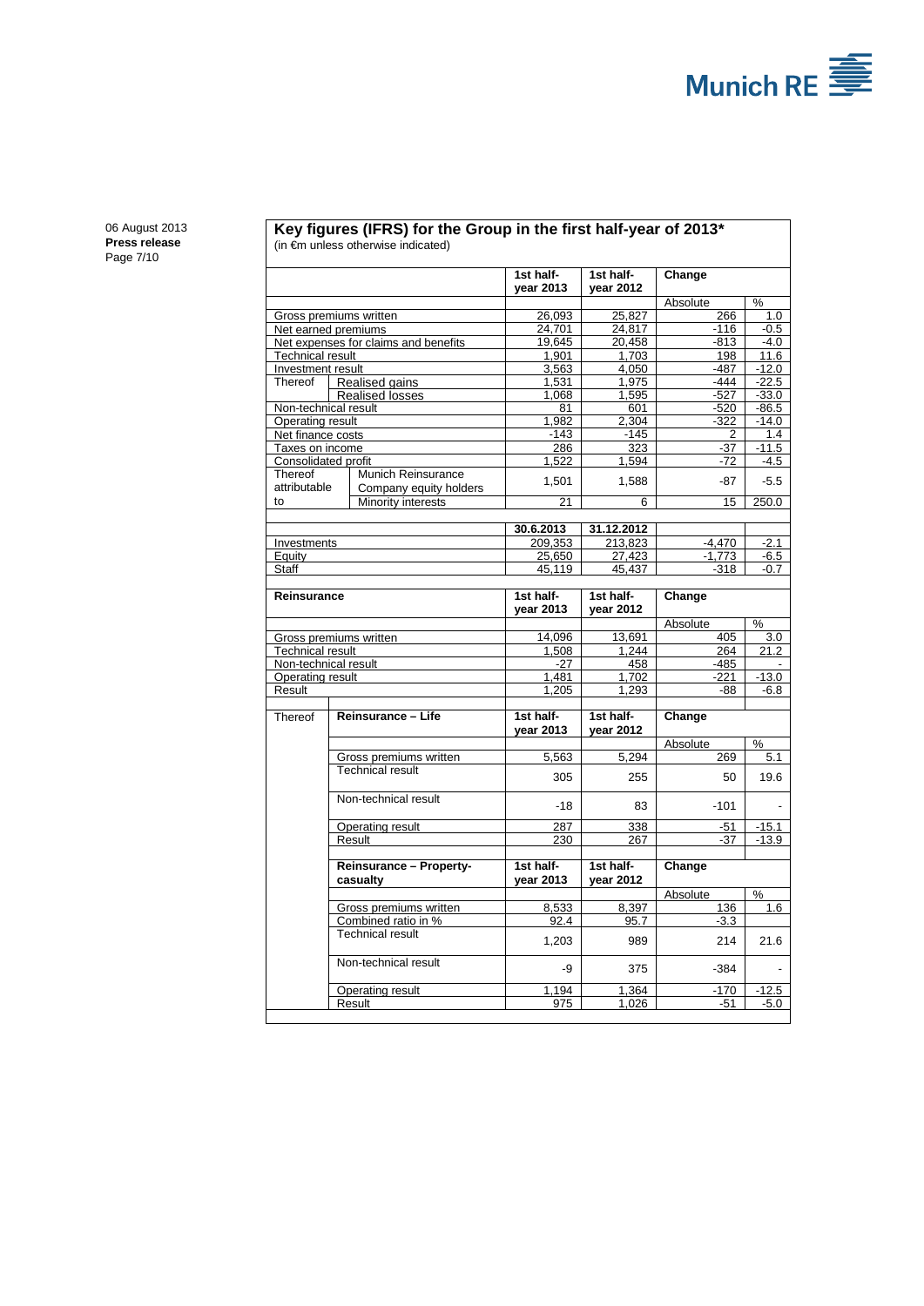06 August 2013
**Press release**

## Key figures (IFRS) for the Group in the first half-year of 2013*

(in €m unless otherwise indicated)

| | | 1st half-year 2013 | 1st half-year 2012 | Change | |
|---|---|---|---|---|---|
| | | | | Absolute | % |
| Gross premiums written | | 26,093 | 25,827 | 266 | 1.0 |
| Net earned premiums | | 24,701 | 24,817 | -116 | -0.5 |
| Net expenses for claims and benefits | | 19,645 | 20,458 | -813 | -4.0 |
| Technical result | | 1,901 | 1,703 | 198 | 11.6 |
| Investment result | | 3,563 | 4,050 | -487 | -12.0 |
| Thereof | Realised gains | 1,531 | 1,975 | -444 | -22.5 |
| | Realised losses | 1,068 | 1,595 | -527 | -33.0 |
| Non-technical result | | 81 | 601 | -520 | -86.5 |
| Operating result | | 1,982 | 2,304 | -322 | -14.0 |
| Net finance costs | | -143 | -145 | 2 | 1.4 |
| Taxes on income | | 286 | 323 | -37 | -11.5 |
| Consolidated profit | | 1,522 | 1,594 | -72 | -4.5 |
| Thereof attributable to | Munich Reinsurance Company equity holders | 1,501 | 1,588 | -87 | -5.5 |
| | Minority interests | 21 | 6 | 15 | 250.0 |
| | | **30.6.2013** | **31.12.2012** | | |
| Investments | | 209,353 | 213,823 | -4,470 | -2.1 |
| Equity | | 25,650 | 27,423 | -1,773 | -6.5 |
| Staff | | 45,119 | 45,437 | -318 | -0.7 |

| **Reinsurance** | 1st half-year 2013 | 1st half-year 2012 | Change | |
|---|---|---|---|---|
| | | | Absolute | % |
| Gross premiums written | 14,096 | 13,691 | 405 | 3.0 |
| Technical result | 1,508 | 1,244 | 264 | 21.2 |
| Non-technical result | -27 | 458 | -485 | - |
| Operating result | 1,481 | 1,702 | -221 | -13.0 |
| Result | 1,205 | 1,293 | -88 | -6.8 |

| Thereof | **Reinsurance – Life** | 1st half-year 2013 | 1st half-year 2012 | Change | |
|---|---|---|---|---|---|
| | | | | Absolute | % |
| | Gross premiums written | 5,563 | 5,294 | 269 | 5.1 |
| | Technical result | 305 | 255 | 50 | 19.6 |
| | Non-technical result | -18 | 83 | -101 | - |
| | Operating result | 287 | 338 | -51 | -15.1 |
| | Result | 230 | 267 | -37 | -13.9 |
| | **Reinsurance – Property-casualty** | **1st half-year 2013** | **1st half-year 2012** | **Change** | |
| | | | | Absolute | % |
| | Gross premiums written | 8,533 | 8,397 | 136 | 1.6 |
| | Combined ratio in % | 92.4 | 95.7 | -3.3 | |
| | Technical result | 1,203 | 989 | 214 | 21.6 |
| | Non-technical result | -9 | 375 | -384 | - |
| | Operating result | 1,194 | 1,364 | -170 | -12.5 |
| | Result | 975 | 1,026 | -51 | -5.0 |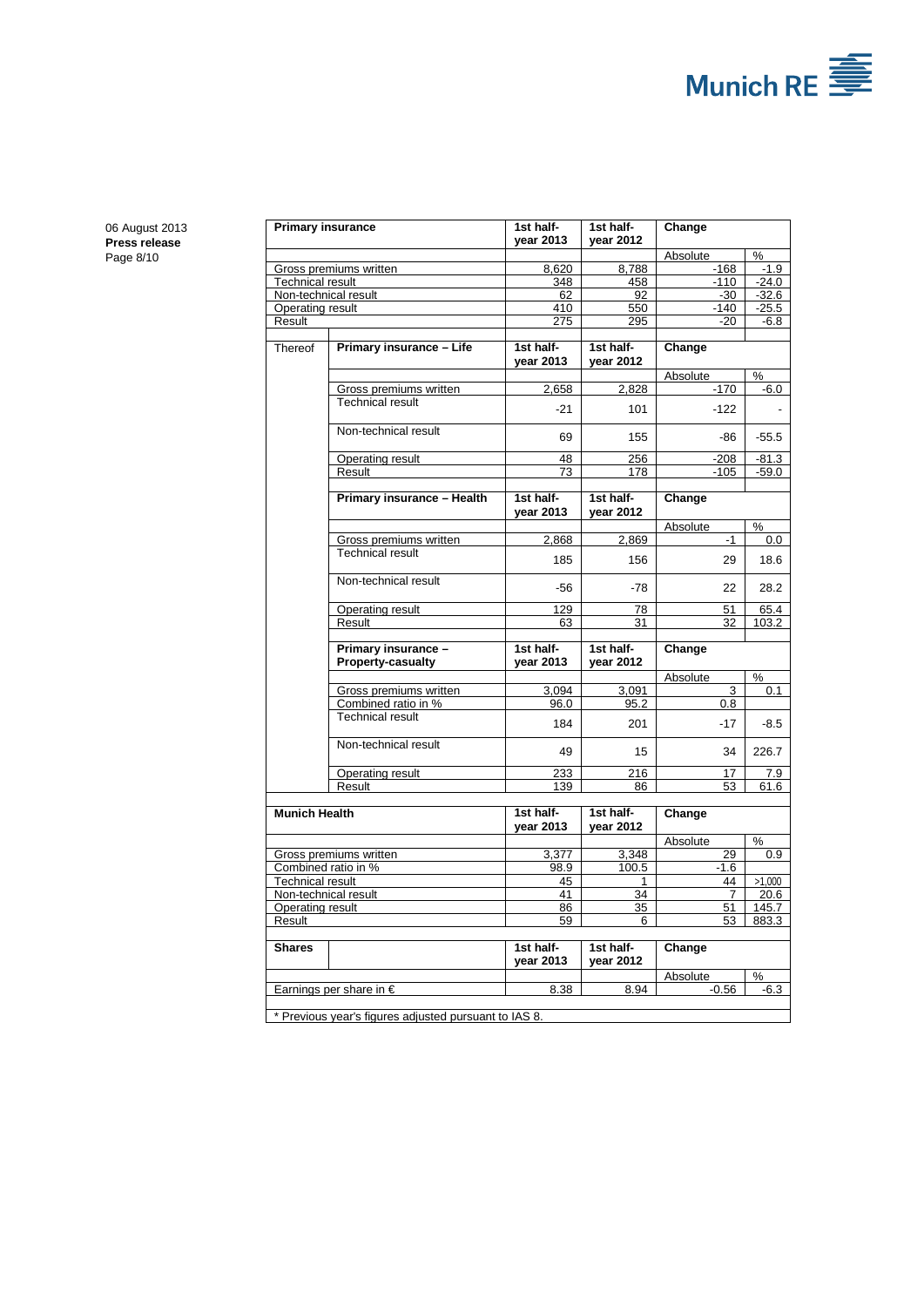06 August 2013
**Press release**

| **Primary insurance** | **1st half-year 2013** | **1st half-year 2012** | **Change** | |
|---|---|---|---|---|
| | | | Absolute | % |
| Gross premiums written | 8,620 | 8,788 | -168 | -1.9 |
| Technical result | 348 | 458 | -110 | -24.0 |
| Non-technical result | 62 | 92 | -30 | -32.6 |
| Operating result | 410 | 550 | -140 | -25.5 |
| Result | 275 | 295 | -20 | -6.8 |

Thereof

| **Primary insurance – Life** | **1st half-year 2013** | **1st half-year 2012** | **Change** | |
|---|---|---|---|---|
| | | | Absolute | % |
| Gross premiums written | 2,658 | 2,828 | -170 | -6.0 |
| Technical result | -21 | 101 | -122 | - |
| Non-technical result | 69 | 155 | -86 | -55.5 |
| Operating result | 48 | 256 | -208 | -81.3 |
| Result | 73 | 178 | -105 | -59.0 |

| **Primary insurance – Health** | **1st half-year 2013** | **1st half-year 2012** | **Change** | |
|---|---|---|---|---|
| | | | Absolute | % |
| Gross premiums written | 2,868 | 2,869 | -1 | 0.0 |
| Technical result | 185 | 156 | 29 | 18.6 |
| Non-technical result | -56 | -78 | 22 | 28.2 |
| Operating result | 129 | 78 | 51 | 65.4 |
| Result | 63 | 31 | 32 | 103.2 |

| **Primary insurance – Property-casualty** | **1st half-year 2013** | **1st half-year 2012** | **Change** | |
|---|---|---|---|---|
| | | | Absolute | % |
| Gross premiums written | 3,094 | 3,091 | 3 | 0.1 |
| Combined ratio in % | 96.0 | 95.2 | 0.8 | |
| Technical result | 184 | 201 | -17 | -8.5 |
| Non-technical result | 49 | 15 | 34 | 226.7 |
| Operating result | 233 | 216 | 17 | 7.9 |
| Result | 139 | 86 | 53 | 61.6 |

| **Munich Health** | **1st half-year 2013** | **1st half-year 2012** | **Change** | |
|---|---|---|---|---|
| | | | Absolute | % |
| Gross premiums written | 3,377 | 3,348 | 29 | 0.9 |
| Combined ratio in % | 98.9 | 100.5 | -1.6 | |
| Technical result | 45 | 1 | 44 | >1,000 |
| Non-technical result | 41 | 34 | 7 | 20.6 |
| Operating result | 86 | 35 | 51 | 145.7 |
| Result | 59 | 6 | 53 | 883.3 |

| **Shares** | **1st half-year 2013** | **1st half-year 2012** | **Change** | |
|---|---|---|---|---|
| | | | Absolute | % |
| Earnings per share in € | 8.38 | 8.94 | -0.56 | -6.3 |

* Previous year's figures adjusted pursuant to IAS 8.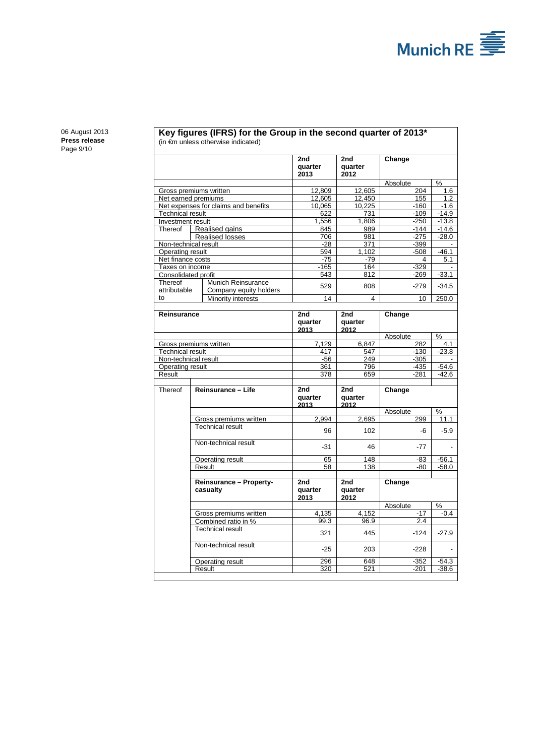06 August 2013
**Press release**

## Key figures (IFRS) for the Group in the second quarter of 2013*

(in €m unless otherwise indicated)

| | | 2nd quarter 2013 | 2nd quarter 2012 | Change | |
|---|---|---|---|---|---|
| | | | | Absolute | % |
| Gross premiums written | | 12,809 | 12,605 | 204 | 1.6 |
| Net earned premiums | | 12,605 | 12,450 | 155 | 1.2 |
| Net expenses for claims and benefits | | 10,065 | 10,225 | -160 | -1.6 |
| Technical result | | 622 | 731 | -109 | -14.9 |
| Investment result | | 1,556 | 1,806 | -250 | -13.8 |
| Thereof | Realised gains | 845 | 989 | -144 | -14.6 |
| | Realised losses | 706 | 981 | -275 | -28.0 |
| Non-technical result | | -28 | 371 | -399 | - |
| Operating result | | 594 | 1,102 | -508 | -46.1 |
| Net finance costs | | -75 | -79 | 4 | 5.1 |
| Taxes on income | | -165 | 164 | -329 | - |
| Consolidated profit | | 543 | 812 | -269 | -33.1 |
| Thereof attributable to | Munich Reinsurance Company equity holders | 529 | 808 | -279 | -34.5 |
| | Minority interests | 14 | 4 | 10 | 250.0 |

| Reinsurance | 2nd quarter 2013 | 2nd quarter 2012 | Change | |
|---|---|---|---|---|
| | | | Absolute | % |
| Gross premiums written | 7,129 | 6,847 | 282 | 4.1 |
| Technical result | 417 | 547 | -130 | -23.8 |
| Non-technical result | -56 | 249 | -305 | - |
| Operating result | 361 | 796 | -435 | -54.6 |
| Result | 378 | 659 | -281 | -42.6 |

| Thereof | Reinsurance – Life | 2nd quarter 2013 | 2nd quarter 2012 | Change | |
|---|---|---|---|---|---|
| | | | | Absolute | % |
| | Gross premiums written | 2,994 | 2,695 | 299 | 11.1 |
| | Technical result | 96 | 102 | -6 | -5.9 |
| | Non-technical result | -31 | 46 | -77 | - |
| | Operating result | 65 | 148 | -83 | -56.1 |
| | Result | 58 | 138 | -80 | -58.0 |
| | **Reinsurance – Property-casualty** | **2nd quarter 2013** | **2nd quarter 2012** | **Change** | |
| | | | | Absolute | % |
| | Gross premiums written | 4,135 | 4,152 | -17 | -0.4 |
| | Combined ratio in % | 99.3 | 96.9 | 2.4 | |
| | Technical result | 321 | 445 | -124 | -27.9 |
| | Non-technical result | -25 | 203 | -228 | - |
| | Operating result | 296 | 648 | -352 | -54.3 |
| | Result | 320 | 521 | -201 | -38.6 |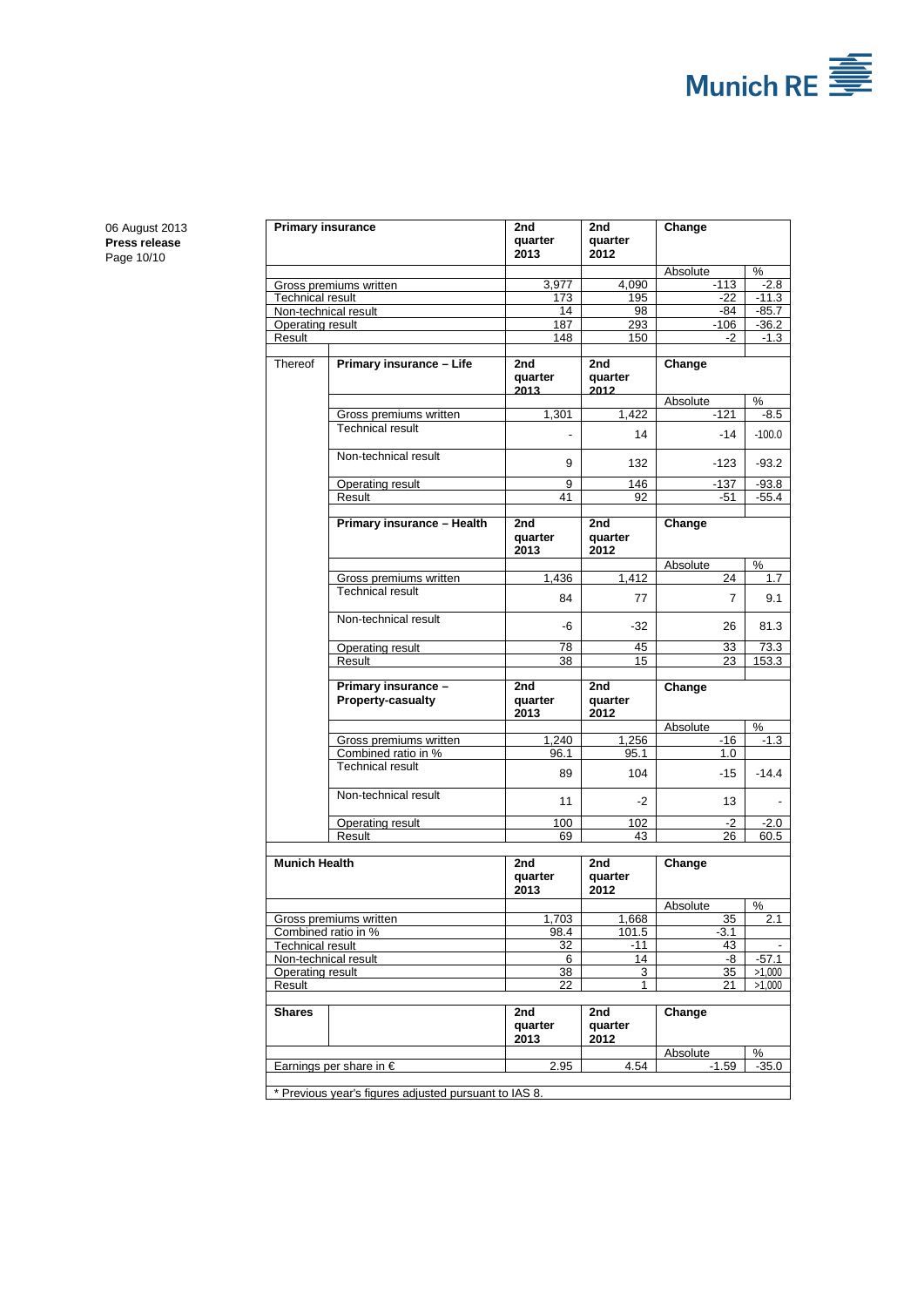| Primary insurance | 2nd quarter 2013 | 2nd quarter 2012 | Change | |
|---|---|---|---|---|
| | | | Absolute | % |
| Gross premiums written | 3,977 | 4,090 | -113 | -2.8 |
| Technical result | 173 | 195 | -22 | -11.3 |
| Non-technical result | 14 | 98 | -84 | -85.7 |
| Operating result | 187 | 293 | -106 | -36.2 |
| Result | 148 | 150 | -2 | -1.3 |

| Thereof | Primary insurance – Life | 2nd quarter 2013 | 2nd quarter 2012 | Change | |
|---|---|---|---|---|---|
| | | | | Absolute | % |
| | Gross premiums written | 1,301 | 1,422 | -121 | -8.5 |
| | Technical result | - | 14 | -14 | -100.0 |
| | Non-technical result | 9 | 132 | -123 | -93.2 |
| | Operating result | 9 | 146 | -137 | -93.8 |
| | Result | 41 | 92 | -51 | -55.4 |
| | **Primary insurance – Health** | **2nd quarter 2013** | **2nd quarter 2012** | **Change** | |
| | | | | Absolute | % |
| | Gross premiums written | 1,436 | 1,412 | 24 | 1.7 |
| | Technical result | 84 | 77 | 7 | 9.1 |
| | Non-technical result | -6 | -32 | 26 | 81.3 |
| | Operating result | 78 | 45 | 33 | 73.3 |
| | Result | 38 | 15 | 23 | 153.3 |
| | **Primary insurance – Property-casualty** | **2nd quarter 2013** | **2nd quarter 2012** | **Change** | |
| | | | | Absolute | % |
| | Gross premiums written | 1,240 | 1,256 | -16 | -1.3 |
| | Combined ratio in % | 96.1 | 95.1 | 1.0 | |
| | Technical result | 89 | 104 | -15 | -14.4 |
| | Non-technical result | 11 | -2 | 13 | - |
| | Operating result | 100 | 102 | -2 | -2.0 |
| | Result | 69 | 43 | 26 | 60.5 |

| Munich Health | 2nd quarter 2013 | 2nd quarter 2012 | Change | |
|---|---|---|---|---|
| | | | Absolute | % |
| Gross premiums written | 1,703 | 1,668 | 35 | 2.1 |
| Combined ratio in % | 98.4 | 101.5 | -3.1 | |
| Technical result | 32 | -11 | 43 | - |
| Non-technical result | 6 | 14 | -8 | -57.1 |
| Operating result | 38 | 3 | 35 | >1,000 |
| Result | 22 | 1 | 21 | >1,000 |

| Shares | 2nd quarter 2013 | 2nd quarter 2012 | Change | |
|---|---|---|---|---|
| | | | Absolute | % |
| Earnings per share in € | 2.95 | 4.54 | -1.59 | -35.0 |

* Previous year's figures adjusted pursuant to IAS 8.